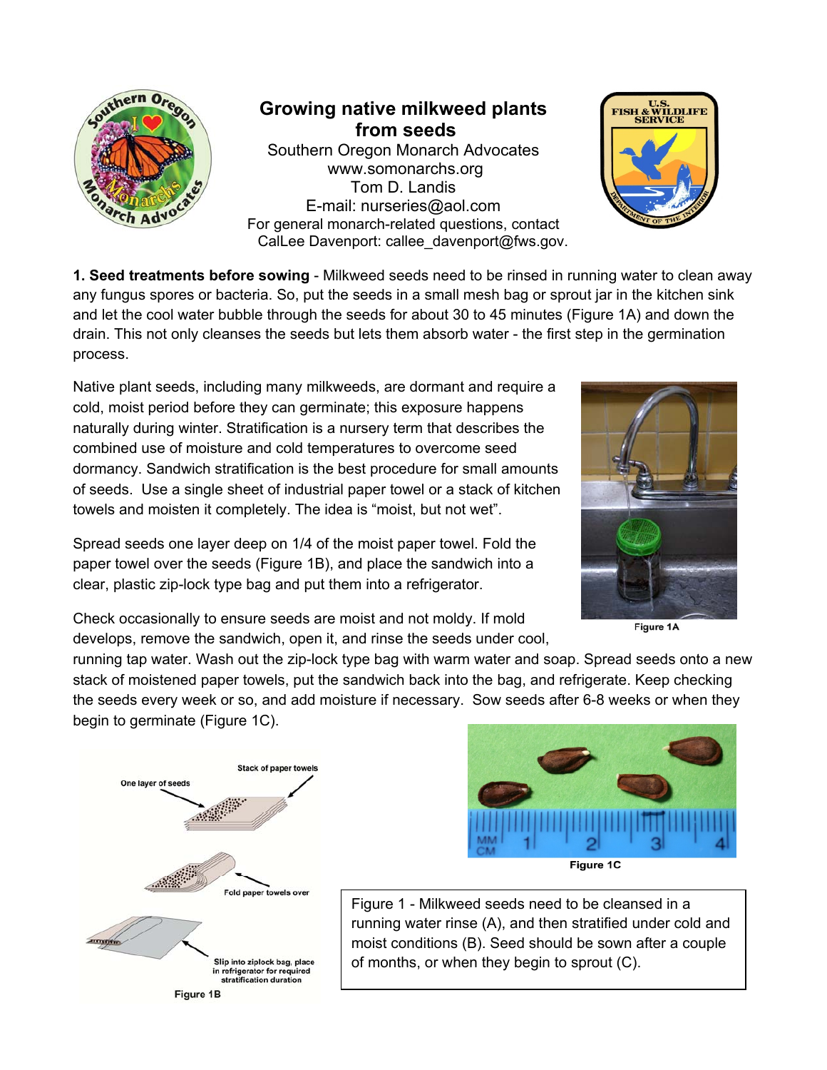# Growing native milkweed plants from seeds

Southern Oregon Monarch Advocates
www.somonarchs.org
Tom D. Landis
E-mail: nurseries@aol.com
For general monarch-related questions, contact
CalLee Davenport: callee_davenport@fws.gov.

**1. Seed treatments before sowing** - Milkweed seeds need to be rinsed in running water to clean away any fungus spores or bacteria. So, put the seeds in a small mesh bag or sprout jar in the kitchen sink and let the cool water bubble through the seeds for about 30 to 45 minutes (Figure 1A) and down the drain. This not only cleanses the seeds but lets them absorb water - the first step in the germination process.

Native plant seeds, including many milkweeds, are dormant and require a cold, moist period before they can germinate; this exposure happens naturally during winter. Stratification is a nursery term that describes the combined use of moisture and cold temperatures to overcome seed dormancy. Sandwich stratification is the best procedure for small amounts of seeds. Use a single sheet of industrial paper towel or a stack of kitchen towels and moisten it completely. The idea is "moist, but not wet".

Spread seeds one layer deep on 1/4 of the moist paper towel. Fold the paper towel over the seeds (Figure 1B), and place the sandwich into a clear, plastic zip-lock type bag and put them into a refrigerator.

Check occasionally to ensure seeds are moist and not moldy. If mold develops, remove the sandwich, open it, and rinse the seeds under cool, running tap water. Wash out the zip-lock type bag with warm water and soap. Spread seeds onto a new stack of moistened paper towels, put the sandwich back into the bag, and refrigerate. Keep checking the seeds every week or so, and add moisture if necessary. Sow seeds after 6-8 weeks or when they begin to germinate (Figure 1C).

Figure 1A

Figure 1B

Figure 1C

Figure 1 - Milkweed seeds need to be cleansed in a running water rinse (A), and then stratified under cold and moist conditions (B). Seed should be sown after a couple of months, or when they begin to sprout (C).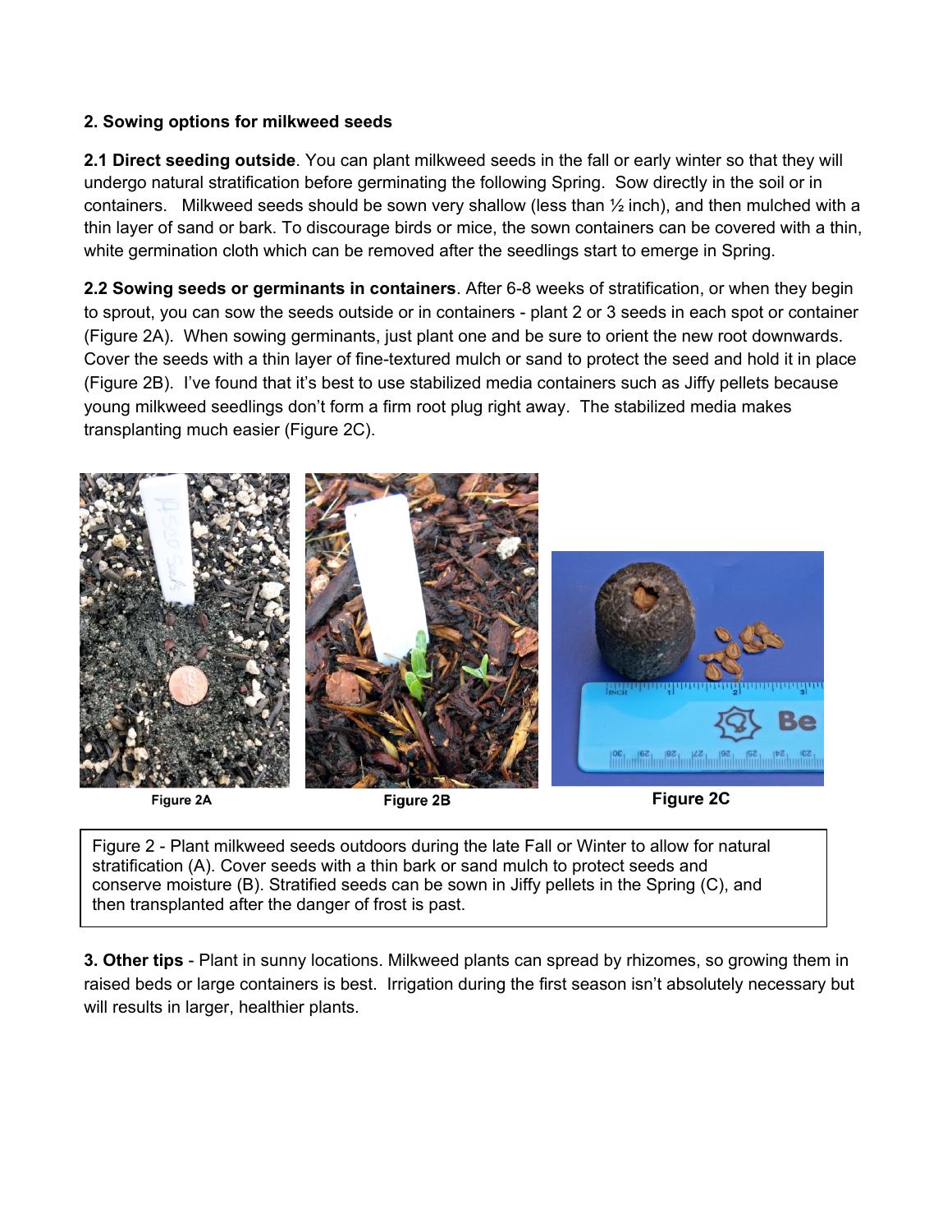**2. Sowing options for milkweed seeds**

**2.1 Direct seeding outside**. You can plant milkweed seeds in the fall or early winter so that they will undergo natural stratification before germinating the following Spring. Sow directly in the soil or in containers. Milkweed seeds should be sown very shallow (less than ½ inch), and then mulched with a thin layer of sand or bark. To discourage birds or mice, the sown containers can be covered with a thin, white germination cloth which can be removed after the seedlings start to emerge in Spring.

**2.2 Sowing seeds or germinants in containers**. After 6-8 weeks of stratification, or when they begin to sprout, you can sow the seeds outside or in containers - plant 2 or 3 seeds in each spot or container (Figure 2A). When sowing germinants, just plant one and be sure to orient the new root downwards. Cover the seeds with a thin layer of fine-textured mulch or sand to protect the seed and hold it in place (Figure 2B). I've found that it's best to use stabilized media containers such as Jiffy pellets because young milkweed seedlings don't form a firm root plug right away. The stabilized media makes transplanting much easier (Figure 2C).

Figure 2A

Figure 2B

Figure 2C

Figure 2 - Plant milkweed seeds outdoors during the late Fall or Winter to allow for natural stratification (A). Cover seeds with a thin bark or sand mulch to protect seeds and conserve moisture (B). Stratified seeds can be sown in Jiffy pellets in the Spring (C), and then transplanted after the danger of frost is past.

**3. Other tips** - Plant in sunny locations. Milkweed plants can spread by rhizomes, so growing them in raised beds or large containers is best. Irrigation during the first season isn't absolutely necessary but will results in larger, healthier plants.